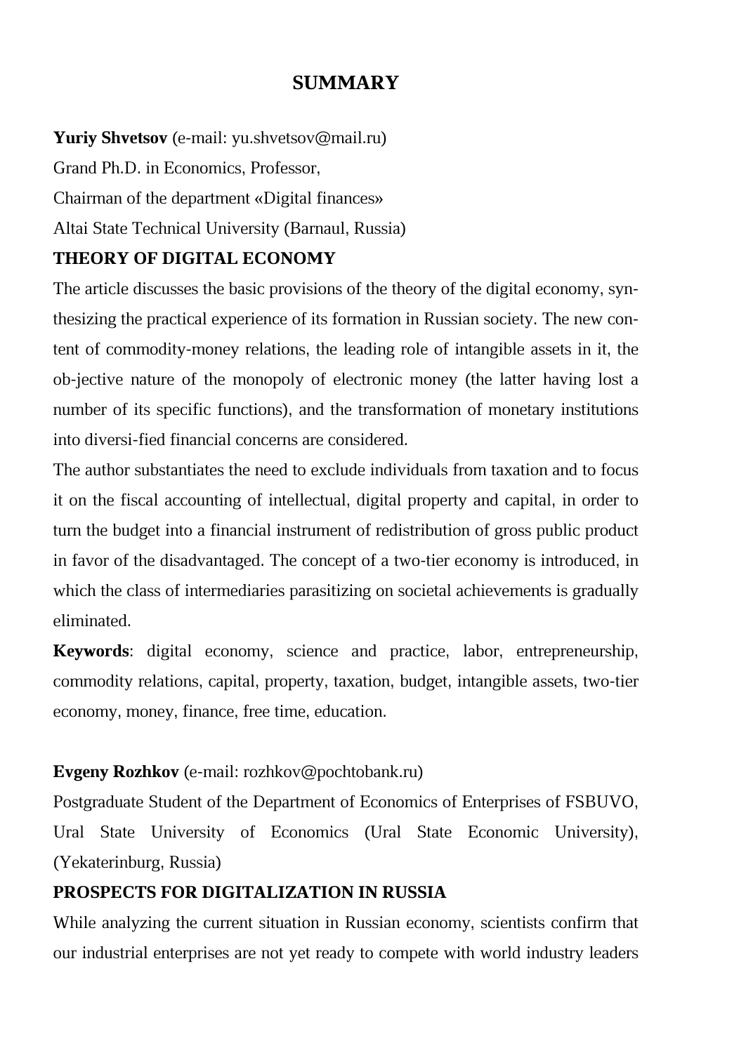# SUMMARY

**Yuriy Shvetsov** (e-mail: yu.shvetsov@mail.ru)

Grand Ph.D. in Economics, Professor,

Chairman of the department «Digital finances»

Altai State Technical University (Barnaul, Russia)

**THEORY OF DIGITAL ECONOMY**

The article discusses the basic provisions of the theory of the digital economy, synthesizing the practical experience of its formation in Russian society. The new content of commodity-money relations, the leading role of intangible assets in it, the ob-jective nature of the monopoly of electronic money (the latter having lost a number of its specific functions), and the transformation of monetary institutions into diversi-fied financial concerns are considered.

The author substantiates the need to exclude individuals from taxation and to focus it on the fiscal accounting of intellectual, digital property and capital, in order to turn the budget into a financial instrument of redistribution of gross public product in favor of the disadvantaged. The concept of a two-tier economy is introduced, in which the class of intermediaries parasitizing on societal achievements is gradually eliminated.

**Keywords**: digital economy, science and practice, labor, entrepreneurship, commodity relations, capital, property, taxation, budget, intangible assets, two-tier economy, money, finance, free time, education.

**Evgeny Rozhkov** (e-mail: rozhkov@pochtobank.ru)

Postgraduate Student of the Department of Economics of Enterprises of FSBUVO, Ural State University of Economics (Ural State Economic University), (Yekaterinburg, Russia)

**PROSPECTS FOR DIGITALIZATION IN RUSSIA**

While analyzing the current situation in Russian economy, scientists confirm that our industrial enterprises are not yet ready to compete with world industry leaders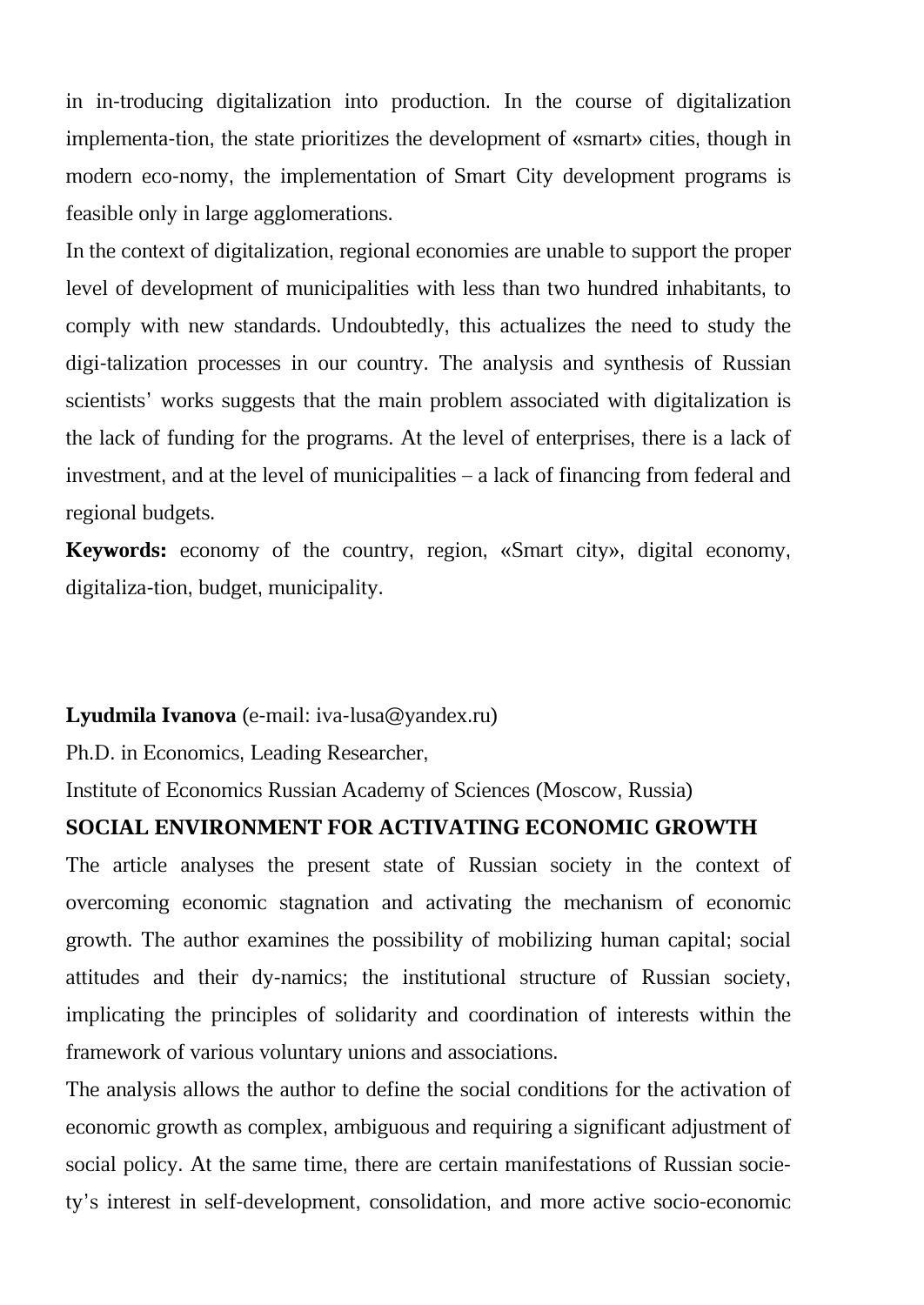in in-troducing digitalization into production. In the course of digitalization implementa-tion, the state prioritizes the development of «smart» cities, though in modern eco-nomy, the implementation of Smart City development programs is feasible only in large agglomerations.

In the context of digitalization, regional economies are unable to support the proper level of development of municipalities with less than two hundred inhabitants, to comply with new standards. Undoubtedly, this actualizes the need to study the digi-talization processes in our country. The analysis and synthesis of Russian scientists' works suggests that the main problem associated with digitalization is the lack of funding for the programs. At the level of enterprises, there is a lack of investment, and at the level of municipalities – a lack of financing from federal and regional budgets.

**Keywords:** economy of the country, region, «Smart city», digital economy, digitaliza-tion, budget, municipality.

**Lyudmila Ivanova** (e-mail: iva-lusa@yandex.ru)

Ph.D. in Economics, Leading Researcher,

Institute of Economics Russian Academy of Sciences (Moscow, Russia)

**SOCIAL ENVIRONMENT FOR ACTIVATING ECONOMIC GROWTH**

The article analyses the present state of Russian society in the context of overcoming economic stagnation and activating the mechanism of economic growth. The author examines the possibility of mobilizing human capital; social attitudes and their dy-namics; the institutional structure of Russian society, implicating the principles of solidarity and coordination of interests within the framework of various voluntary unions and associations.

The analysis allows the author to define the social conditions for the activation of economic growth as complex, ambiguous and requiring a significant adjustment of social policy. At the same time, there are certain manifestations of Russian socie-ty's interest in self-development, consolidation, and more active socio-economic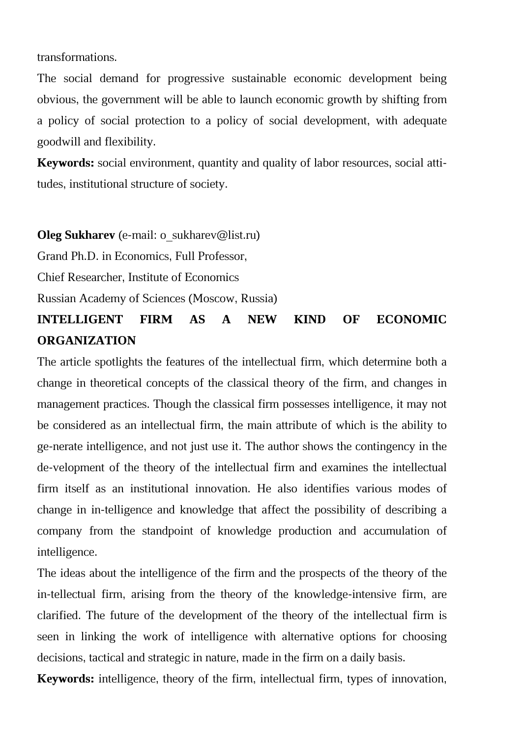transformations.

The social demand for progressive sustainable economic development being obvious, the government will be able to launch economic growth by shifting from a policy of social protection to a policy of social development, with adequate goodwill and flexibility.

**Keywords:** social environment, quantity and quality of labor resources, social attitudes, institutional structure of society.

**Oleg Sukharev** (e-mail: o_sukharev@list.ru)
Grand Ph.D. in Economics, Full Professor,
Chief Researcher, Institute of Economics
Russian Academy of Sciences (Moscow, Russia)

**INTELLIGENT FIRM AS A NEW KIND OF ECONOMIC ORGANIZATION**

The article spotlights the features of the intellectual firm, which determine both a change in theoretical concepts of the classical theory of the firm, and changes in management practices. Though the classical firm possesses intelligence, it may not be considered as an intellectual firm, the main attribute of which is the ability to ge-nerate intelligence, and not just use it. The author shows the contingency in the de-velopment of the theory of the intellectual firm and examines the intellectual firm itself as an institutional innovation. He also identifies various modes of change in in-telligence and knowledge that affect the possibility of describing a company from the standpoint of knowledge production and accumulation of intelligence.

The ideas about the intelligence of the firm and the prospects of the theory of the in-tellectual firm, arising from the theory of the knowledge-intensive firm, are clarified. The future of the development of the theory of the intellectual firm is seen in linking the work of intelligence with alternative options for choosing decisions, tactical and strategic in nature, made in the firm on a daily basis.

**Keywords:** intelligence, theory of the firm, intellectual firm, types of innovation,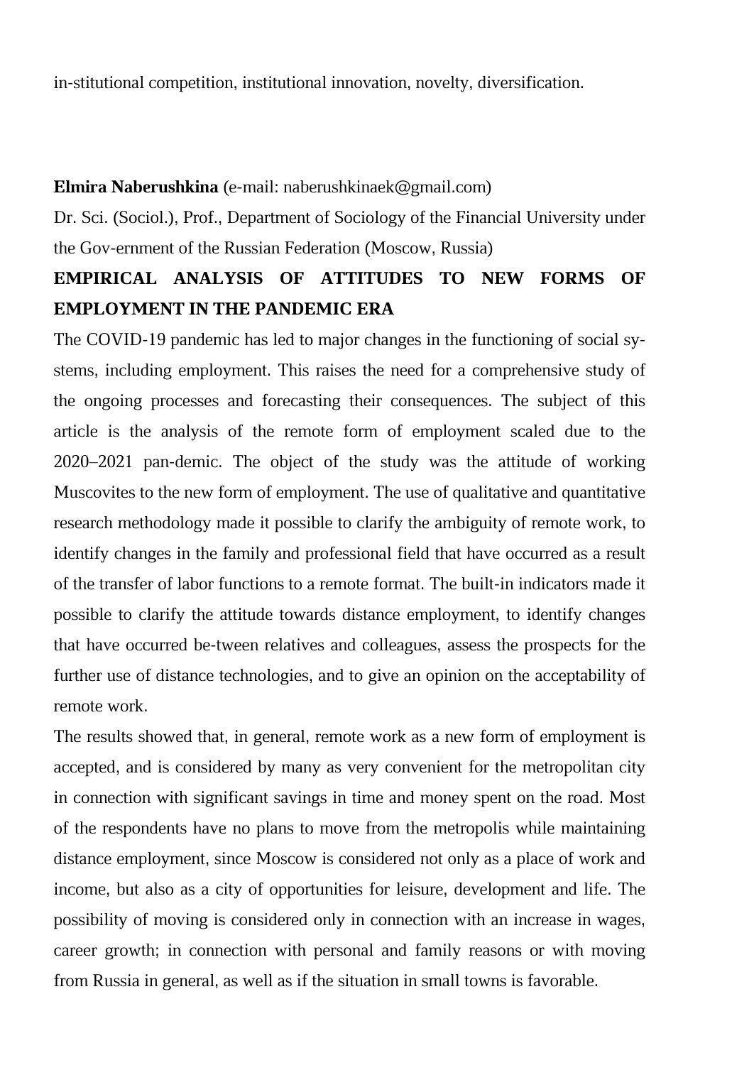in-stitutional competition, institutional innovation, novelty, diversification.

**Elmira Naberushkina** (e-mail: naberushkinaek@gmail.com)

Dr. Sci. (Sociol.), Prof., Department of Sociology of the Financial University under the Gov-ernment of the Russian Federation (Moscow, Russia)

**EMPIRICAL ANALYSIS OF ATTITUDES TO NEW FORMS OF EMPLOYMENT IN THE PANDEMIC ERA**

The COVID-19 pandemic has led to major changes in the functioning of social sy-stems, including employment. This raises the need for a comprehensive study of the ongoing processes and forecasting their consequences. The subject of this article is the analysis of the remote form of employment scaled due to the 2020–2021 pan-demic. The object of the study was the attitude of working Muscovites to the new form of employment. The use of qualitative and quantitative research methodology made it possible to clarify the ambiguity of remote work, to identify changes in the family and professional field that have occurred as a result of the transfer of labor functions to a remote format. The built-in indicators made it possible to clarify the attitude towards distance employment, to identify changes that have occurred be-tween relatives and colleagues, assess the prospects for the further use of distance technologies, and to give an opinion on the acceptability of remote work.

The results showed that, in general, remote work as a new form of employment is accepted, and is considered by many as very convenient for the metropolitan city in connection with significant savings in time and money spent on the road. Most of the respondents have no plans to move from the metropolis while maintaining distance employment, since Moscow is considered not only as a place of work and income, but also as a city of opportunities for leisure, development and life. The possibility of moving is considered only in connection with an increase in wages, career growth; in connection with personal and family reasons or with moving from Russia in general, as well as if the situation in small towns is favorable.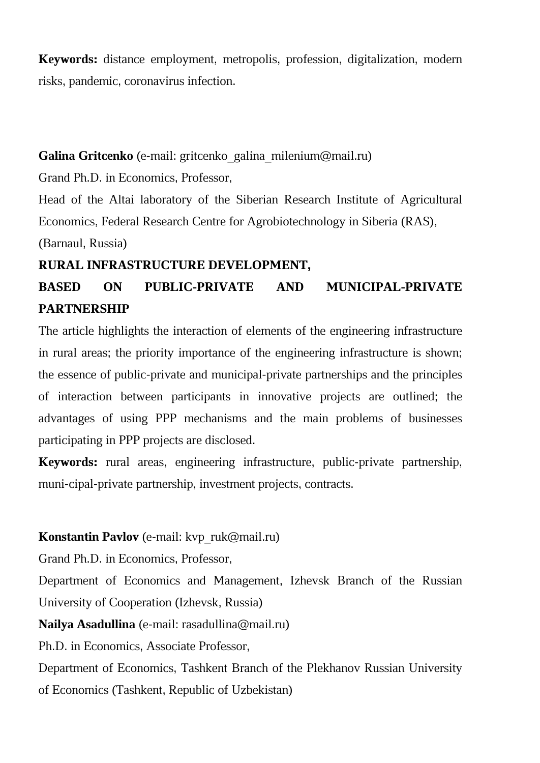**Keywords:** distance employment, metropolis, profession, digitalization, modern risks, pandemic, coronavirus infection.

**Galina Gritcenko** (e-mail: gritcenko_galina_milenium@mail.ru)

Grand Ph.D. in Economics, Professor,

Head of the Altai laboratory of the Siberian Research Institute of Agricultural Economics, Federal Research Centre for Agrobiotechnology in Siberia (RAS), (Barnaul, Russia)

**RURAL INFRASTRUCTURE DEVELOPMENT, BASED ON PUBLIC-PRIVATE AND MUNICIPAL-PRIVATE PARTNERSHIP**

The article highlights the interaction of elements of the engineering infrastructure in rural areas; the priority importance of the engineering infrastructure is shown; the essence of public-private and municipal-private partnerships and the principles of interaction between participants in innovative projects are outlined; the advantages of using PPP mechanisms and the main problems of businesses participating in PPP projects are disclosed.

**Keywords:** rural areas, engineering infrastructure, public-private partnership, muni-cipal-private partnership, investment projects, contracts.

**Konstantin Pavlov** (e-mail: kvp_ruk@mail.ru)

Grand Ph.D. in Economics, Professor,

Department of Economics and Management, Izhevsk Branch of the Russian University of Cooperation (Izhevsk, Russia)

**Nailya Asadullina** (e-mail: rasadullina@mail.ru)

Ph.D. in Economics, Associate Professor,

Department of Economics, Tashkent Branch of the Plekhanov Russian University of Economics (Tashkent, Republic of Uzbekistan)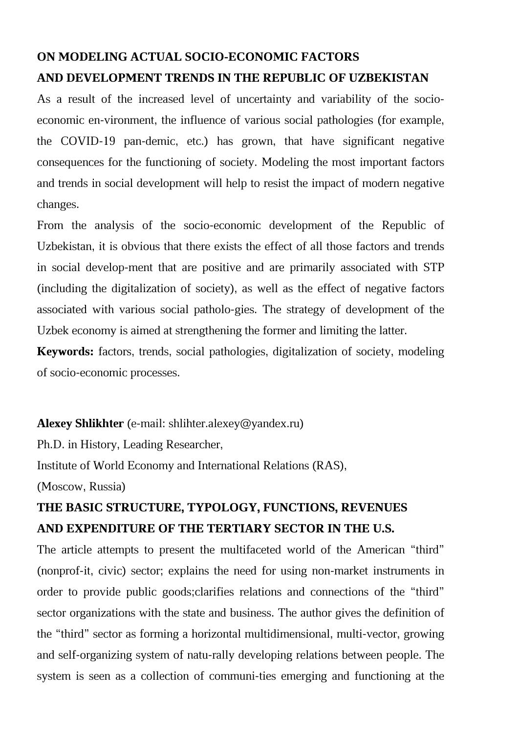**ON MODELING ACTUAL SOCIO-ECONOMIC FACTORS AND DEVELOPMENT TRENDS IN THE REPUBLIC OF UZBEKISTAN**

As a result of the increased level of uncertainty and variability of the socio-economic en-vironment, the influence of various social pathologies (for example, the COVID-19 pan-demic, etc.) has grown, that have significant negative consequences for the functioning of society. Modeling the most important factors and trends in social development will help to resist the impact of modern negative changes.

From the analysis of the socio-economic development of the Republic of Uzbekistan, it is obvious that there exists the effect of all those factors and trends in social develop-ment that are positive and are primarily associated with STP (including the digitalization of society), as well as the effect of negative factors associated with various social patholo-gies. The strategy of development of the Uzbek economy is aimed at strengthening the former and limiting the latter.

**Keywords:** factors, trends, social pathologies, digitalization of society, modeling of socio-economic processes.

**Alexey Shlikhter** (e-mail: shlihter.alexey@yandex.ru)

Ph.D. in History, Leading Researcher,

Institute of World Economy and International Relations (RAS),

(Moscow, Russia)

**THE BASIC STRUCTURE, TYPOLOGY, FUNCTIONS, REVENUES AND EXPENDITURE OF THE TERTIARY SECTOR IN THE U.S.**

The article attempts to present the multifaceted world of the American “third” (nonprof-it, civic) sector; explains the need for using non-market instruments in order to provide public goods;clarifies relations and connections of the “third” sector organizations with the state and business. The author gives the definition of the “third” sector as forming a horizontal multidimensional, multi-vector, growing and self-organizing system of natu-rally developing relations between people. The system is seen as a collection of communi-ties emerging and functioning at the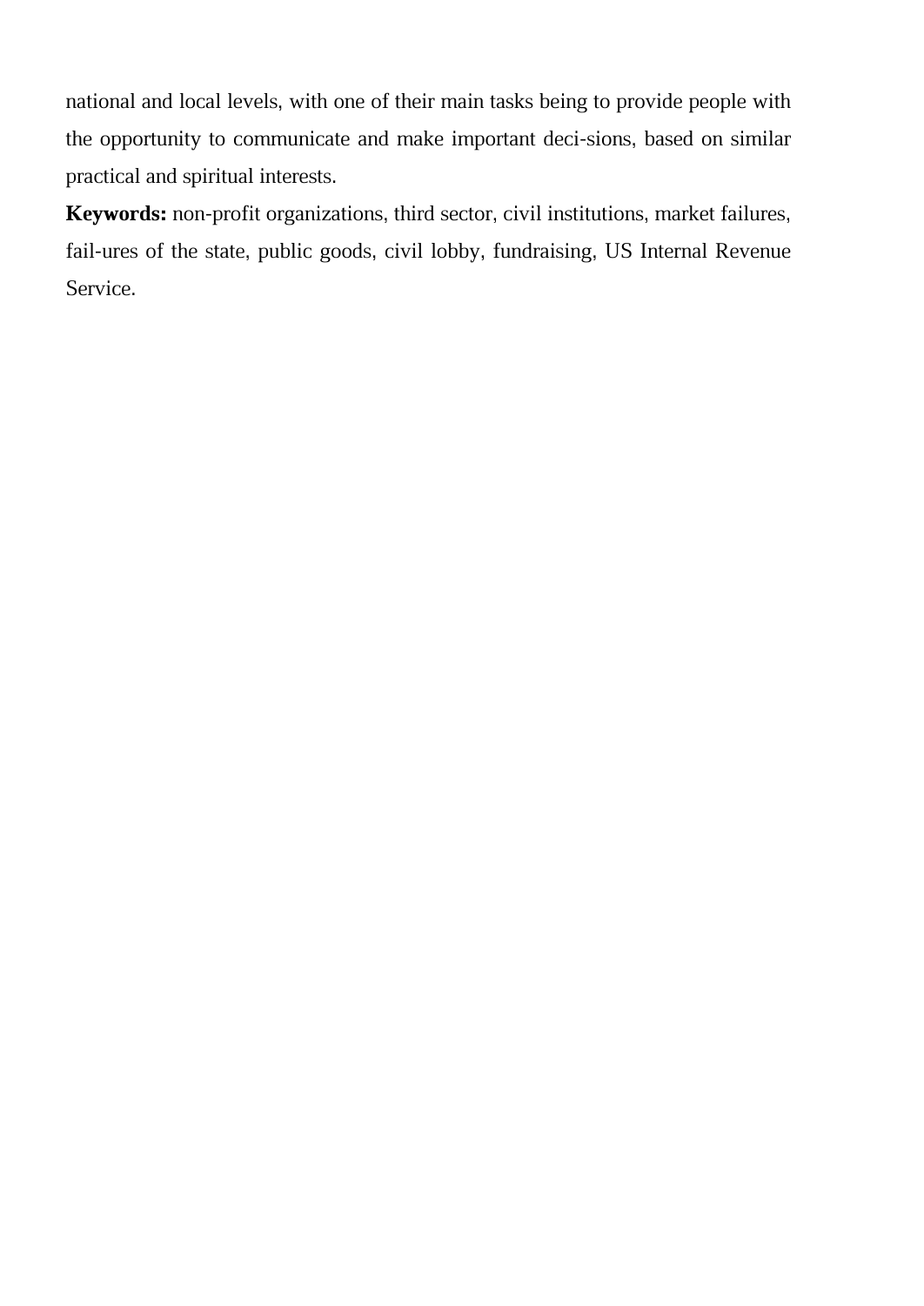national and local levels, with one of their main tasks being to provide people with the opportunity to communicate and make important deci-sions, based on similar practical and spiritual interests.

**Keywords:** non-profit organizations, third sector, civil institutions, market failures, fail-ures of the state, public goods, civil lobby, fundraising, US Internal Revenue Service.